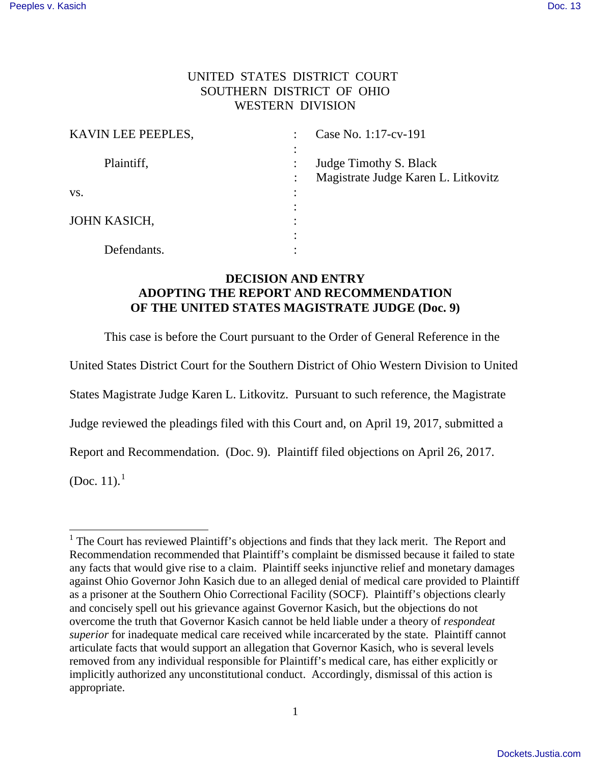UNITED STATES DISTRICT COURT
SOUTHERN DISTRICT OF OHIO
WESTERN DIVISION

| | | |
|---|---|---|
| KAVIN LEE PEEPLES, | : | Case No. 1:17-cv-191 |
| | : | |
| Plaintiff, | : | Judge Timothy S. Black |
| | : | Magistrate Judge Karen L. Litkovitz |
| vs. | : | |
| | : | |
| JOHN KASICH, | : | |
| | : | |
| Defendants. | : | |

**DECISION AND ENTRY ADOPTING THE REPORT AND RECOMMENDATION OF THE UNITED STATES MAGISTRATE JUDGE (Doc. 9)**

This case is before the Court pursuant to the Order of General Reference in the United States District Court for the Southern District of Ohio Western Division to United States Magistrate Judge Karen L. Litkovitz. Pursuant to such reference, the Magistrate Judge reviewed the pleadings filed with this Court and, on April 19, 2017, submitted a Report and Recommendation. (Doc. 9). Plaintiff filed objections on April 26, 2017. (Doc. 11).[1]

[1] The Court has reviewed Plaintiff's objections and finds that they lack merit. The Report and Recommendation recommended that Plaintiff's complaint be dismissed because it failed to state any facts that would give rise to a claim. Plaintiff seeks injunctive relief and monetary damages against Ohio Governor John Kasich due to an alleged denial of medical care provided to Plaintiff as a prisoner at the Southern Ohio Correctional Facility (SOCF). Plaintiff's objections clearly and concisely spell out his grievance against Governor Kasich, but the objections do not overcome the truth that Governor Kasich cannot be held liable under a theory of *respondeat superior* for inadequate medical care received while incarcerated by the state. Plaintiff cannot articulate facts that would support an allegation that Governor Kasich, who is several levels removed from any individual responsible for Plaintiff's medical care, has either explicitly or implicitly authorized any unconstitutional conduct. Accordingly, dismissal of this action is appropriate.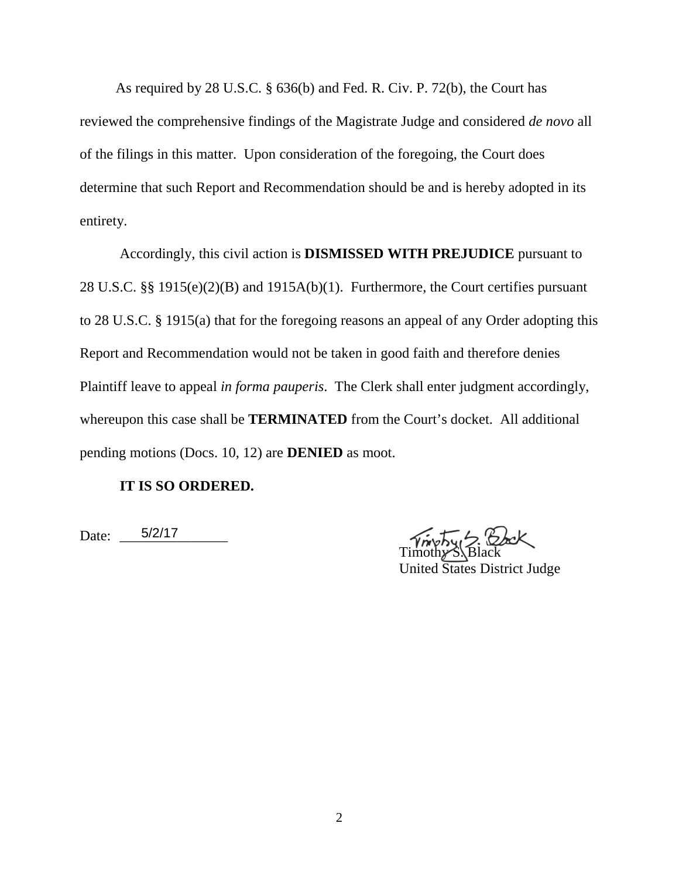As required by 28 U.S.C. § 636(b) and Fed. R. Civ. P. 72(b), the Court has reviewed the comprehensive findings of the Magistrate Judge and considered *de novo* all of the filings in this matter. Upon consideration of the foregoing, the Court does determine that such Report and Recommendation should be and is hereby adopted in its entirety.

Accordingly, this civil action is **DISMISSED WITH PREJUDICE** pursuant to 28 U.S.C. §§ 1915(e)(2)(B) and 1915A(b)(1). Furthermore, the Court certifies pursuant to 28 U.S.C. § 1915(a) that for the foregoing reasons an appeal of any Order adopting this Report and Recommendation would not be taken in good faith and therefore denies Plaintiff leave to appeal *in forma pauperis*. The Clerk shall enter judgment accordingly, whereupon this case shall be **TERMINATED** from the Court's docket. All additional pending motions (Docs. 10, 12) are **DENIED** as moot.

**IT IS SO ORDERED.**

Date: 5/2/17

Timothy S. Black
United States District Judge